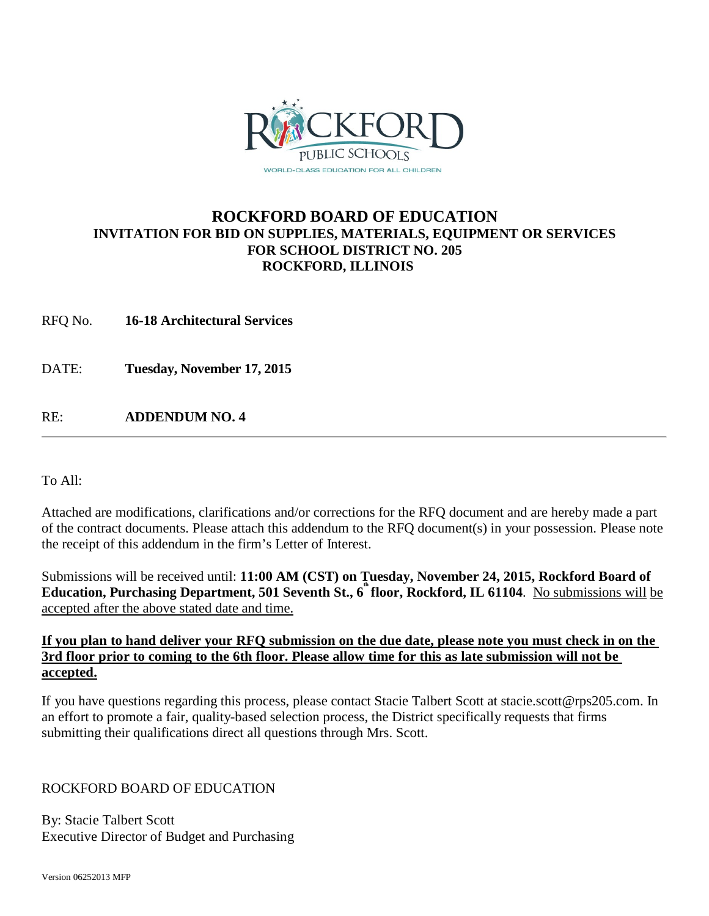# ROCKFORD BOARD OF EDUCATION

## INVITATION FOR BID ON SUPPLIES, MATERIALS, EQUIPMENT OR SERVICES FOR SCHOOL DISTRICT NO. 205 ROCKFORD, ILLINOIS

RFQ No. **16-18 Architectural Services**

DATE: **Tuesday, November 17, 2015**

RE: **ADDENDUM NO. 4**

---

To All:

Attached are modifications, clarifications and/or corrections for the RFQ document and are hereby made a part of the contract documents. Please attach this addendum to the RFQ document(s) in your possession. Please note the receipt of this addendum in the firm's Letter of Interest.

Submissions will be received until: **11:00 AM (CST) on Tuesday, November 24, 2015, Rockford Board of Education, Purchasing Department, 501 Seventh St., 6th floor, Rockford, IL 61104**. No submissions will be accepted after the above stated date and time.

**If you plan to hand deliver your RFQ submission on the due date, please note you must check in on the 3rd floor prior to coming to the 6th floor. Please allow time for this as late submission will not be accepted.**

If you have questions regarding this process, please contact Stacie Talbert Scott at stacie.scott@rps205.com. In an effort to promote a fair, quality-based selection process, the District specifically requests that firms submitting their qualifications direct all questions through Mrs. Scott.

ROCKFORD BOARD OF EDUCATION

By: Stacie Talbert Scott
Executive Director of Budget and Purchasing

Version 06252013 MFP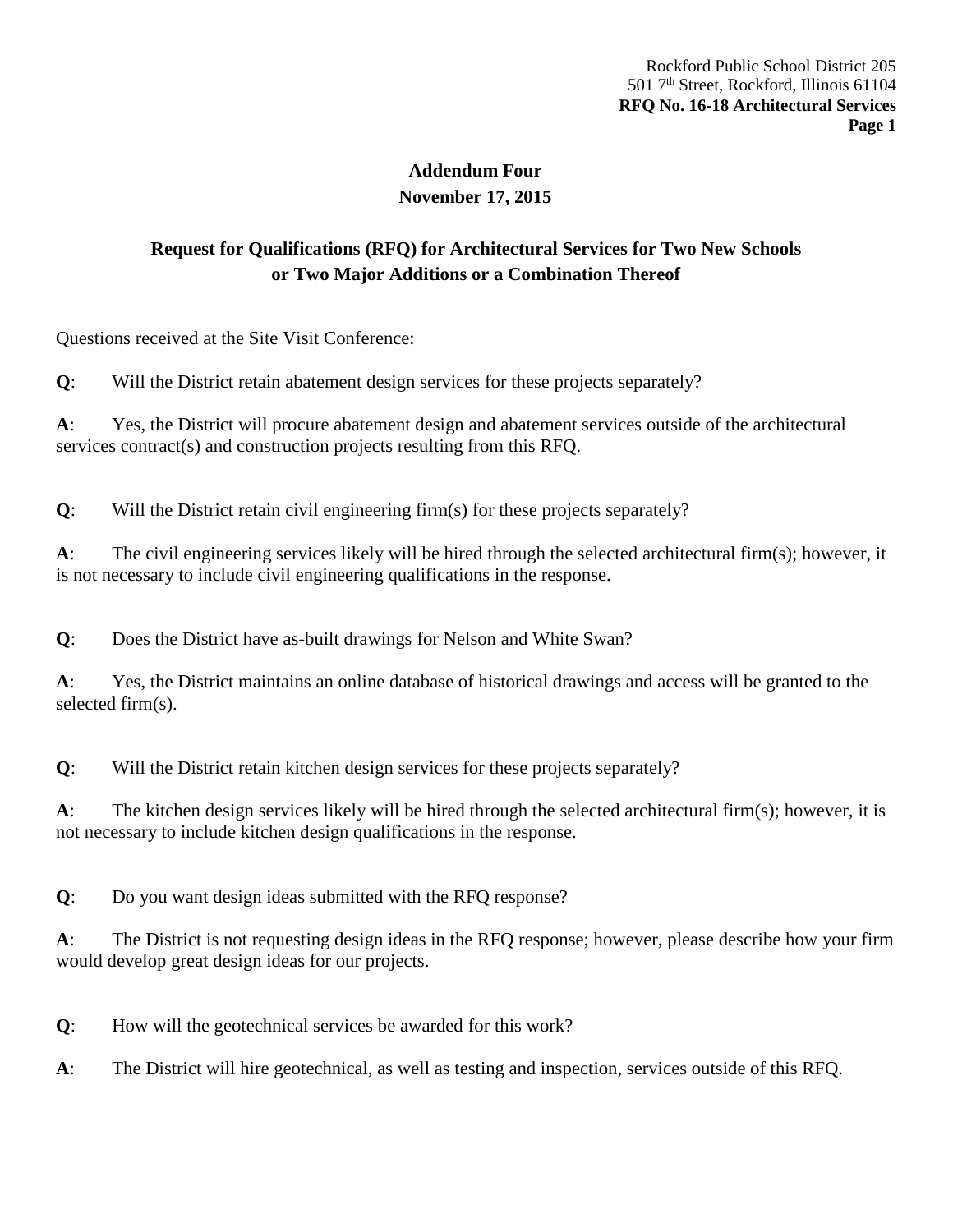**Addendum Four**

**November 17, 2015**

**Request for Qualifications (RFQ) for Architectural Services for Two New Schools or Two Major Additions or a Combination Thereof**

Questions received at the Site Visit Conference:

**Q**: Will the District retain abatement design services for these projects separately?

**A**: Yes, the District will procure abatement design and abatement services outside of the architectural services contract(s) and construction projects resulting from this RFQ.

**Q**: Will the District retain civil engineering firm(s) for these projects separately?

**A**: The civil engineering services likely will be hired through the selected architectural firm(s); however, it is not necessary to include civil engineering qualifications in the response.

**Q**: Does the District have as-built drawings for Nelson and White Swan?

**A**: Yes, the District maintains an online database of historical drawings and access will be granted to the selected firm(s).

**Q**: Will the District retain kitchen design services for these projects separately?

**A**: The kitchen design services likely will be hired through the selected architectural firm(s); however, it is not necessary to include kitchen design qualifications in the response.

**Q**: Do you want design ideas submitted with the RFQ response?

**A**: The District is not requesting design ideas in the RFQ response; however, please describe how your firm would develop great design ideas for our projects.

**Q**: How will the geotechnical services be awarded for this work?

**A**: The District will hire geotechnical, as well as testing and inspection, services outside of this RFQ.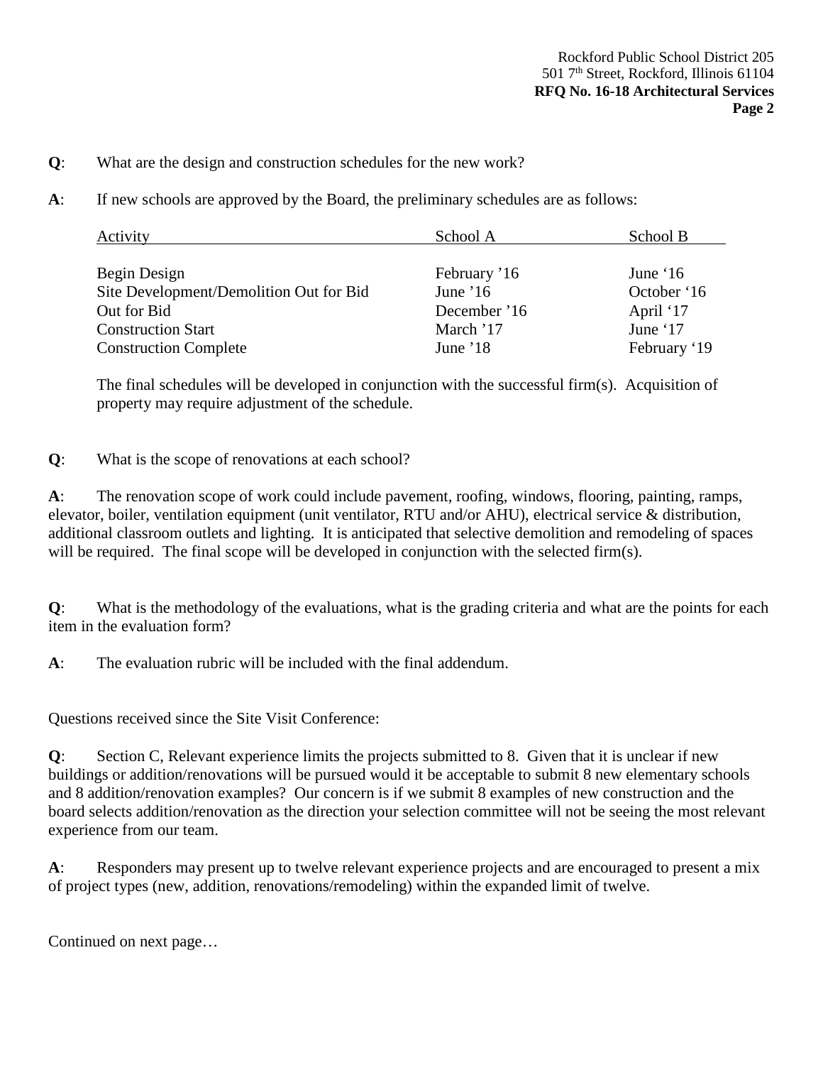**Q**: What are the design and construction schedules for the new work?

**A**: If new schools are approved by the Board, the preliminary schedules are as follows:

| Activity | School A | School B |
|---|---|---|
| Begin Design | February '16 | June '16 |
| Site Development/Demolition Out for Bid | June '16 | October '16 |
| Out for Bid | December '16 | April '17 |
| Construction Start | March '17 | June '17 |
| Construction Complete | June '18 | February '19 |

The final schedules will be developed in conjunction with the successful firm(s). Acquisition of property may require adjustment of the schedule.

**Q**: What is the scope of renovations at each school?

**A**: The renovation scope of work could include pavement, roofing, windows, flooring, painting, ramps, elevator, boiler, ventilation equipment (unit ventilator, RTU and/or AHU), electrical service & distribution, additional classroom outlets and lighting. It is anticipated that selective demolition and remodeling of spaces will be required. The final scope will be developed in conjunction with the selected firm(s).

**Q**: What is the methodology of the evaluations, what is the grading criteria and what are the points for each item in the evaluation form?

**A**: The evaluation rubric will be included with the final addendum.

Questions received since the Site Visit Conference:

**Q**: Section C, Relevant experience limits the projects submitted to 8. Given that it is unclear if new buildings or addition/renovations will be pursued would it be acceptable to submit 8 new elementary schools and 8 addition/renovation examples? Our concern is if we submit 8 examples of new construction and the board selects addition/renovation as the direction your selection committee will not be seeing the most relevant experience from our team.

**A**: Responders may present up to twelve relevant experience projects and are encouraged to present a mix of project types (new, addition, renovations/remodeling) within the expanded limit of twelve.

Continued on next page…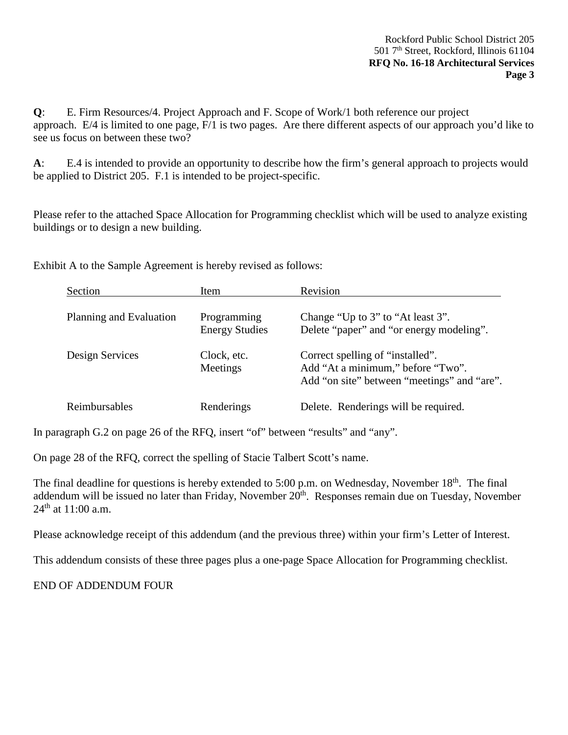**Q**: E. Firm Resources/4. Project Approach and F. Scope of Work/1 both reference our project approach. E/4 is limited to one page, F/1 is two pages. Are there different aspects of our approach you'd like to see us focus on between these two?

**A**: E.4 is intended to provide an opportunity to describe how the firm's general approach to projects would be applied to District 205. F.1 is intended to be project-specific.

Please refer to the attached Space Allocation for Programming checklist which will be used to analyze existing buildings or to design a new building.

Exhibit A to the Sample Agreement is hereby revised as follows:

| Section | Item | Revision |
|---|---|---|
| Planning and Evaluation | Programming<br>Energy Studies | Change "Up to 3" to "At least 3".<br>Delete "paper" and "or energy modeling". |
| Design Services | Clock, etc.<br>Meetings | Correct spelling of "installed".<br>Add "At a minimum," before "Two".<br>Add "on site" between "meetings" and "are". |
| Reimbursables | Renderings | Delete. Renderings will be required. |

In paragraph G.2 on page 26 of the RFQ, insert "of" between "results" and "any".

On page 28 of the RFQ, correct the spelling of Stacie Talbert Scott's name.

The final deadline for questions is hereby extended to 5:00 p.m. on Wednesday, November 18th. The final addendum will be issued no later than Friday, November 20th. Responses remain due on Tuesday, November 24th at 11:00 a.m.

Please acknowledge receipt of this addendum (and the previous three) within your firm's Letter of Interest.

This addendum consists of these three pages plus a one-page Space Allocation for Programming checklist.

END OF ADDENDUM FOUR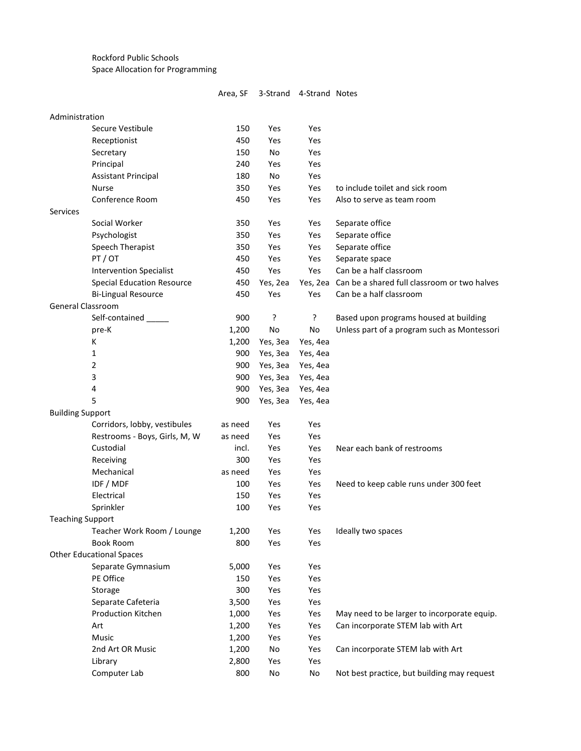Rockford Public Schools
Space Allocation for Programming

| | Area, SF | 3-Strand | 4-Strand | Notes |
|---|---|---|---|---|
| **Administration** | | | | |
| Secure Vestibule | 150 | Yes | Yes | |
| Receptionist | 450 | Yes | Yes | |
| Secretary | 150 | No | Yes | |
| Principal | 240 | Yes | Yes | |
| Assistant Principal | 180 | No | Yes | |
| Nurse | 350 | Yes | Yes | to include toilet and sick room |
| Conference Room | 450 | Yes | Yes | Also to serve as team room |
| **Services** | | | | |
| Social Worker | 350 | Yes | Yes | Separate office |
| Psychologist | 350 | Yes | Yes | Separate office |
| Speech Therapist | 350 | Yes | Yes | Separate office |
| PT / OT | 450 | Yes | Yes | Separate space |
| Intervention Specialist | 450 | Yes | Yes | Can be a half classroom |
| Special Education Resource | 450 | Yes, 2ea | Yes, 2ea | Can be a shared full classroom or two halves |
| Bi-Lingual Resource | 450 | Yes | Yes | Can be a half classroom |
| **General Classroom** | | | | |
| Self-contained _____ | 900 | ? | ? | Based upon programs housed at building |
| pre-K | 1,200 | No | No | Unless part of a program such as Montessori |
| K | 1,200 | Yes, 3ea | Yes, 4ea | |
| 1 | 900 | Yes, 3ea | Yes, 4ea | |
| 2 | 900 | Yes, 3ea | Yes, 4ea | |
| 3 | 900 | Yes, 3ea | Yes, 4ea | |
| 4 | 900 | Yes, 3ea | Yes, 4ea | |
| 5 | 900 | Yes, 3ea | Yes, 4ea | |
| **Building Support** | | | | |
| Corridors, lobby, vestibules | as need | Yes | Yes | |
| Restrooms - Boys, Girls, M, W | as need | Yes | Yes | |
| Custodial | incl. | Yes | Yes | Near each bank of restrooms |
| Receiving | 300 | Yes | Yes | |
| Mechanical | as need | Yes | Yes | |
| IDF / MDF | 100 | Yes | Yes | Need to keep cable runs under 300 feet |
| Electrical | 150 | Yes | Yes | |
| Sprinkler | 100 | Yes | Yes | |
| **Teaching Support** | | | | |
| Teacher Work Room / Lounge | 1,200 | Yes | Yes | Ideally two spaces |
| Book Room | 800 | Yes | Yes | |
| **Other Educational Spaces** | | | | |
| Separate Gymnasium | 5,000 | Yes | Yes | |
| PE Office | 150 | Yes | Yes | |
| Storage | 300 | Yes | Yes | |
| Separate Cafeteria | 3,500 | Yes | Yes | |
| Production Kitchen | 1,000 | Yes | Yes | May need to be larger to incorporate equip. |
| Art | 1,200 | Yes | Yes | Can incorporate STEM lab with Art |
| Music | 1,200 | Yes | Yes | |
| 2nd Art OR Music | 1,200 | No | Yes | Can incorporate STEM lab with Art |
| Library | 2,800 | Yes | Yes | |
| Computer Lab | 800 | No | No | Not best practice, but building may request |